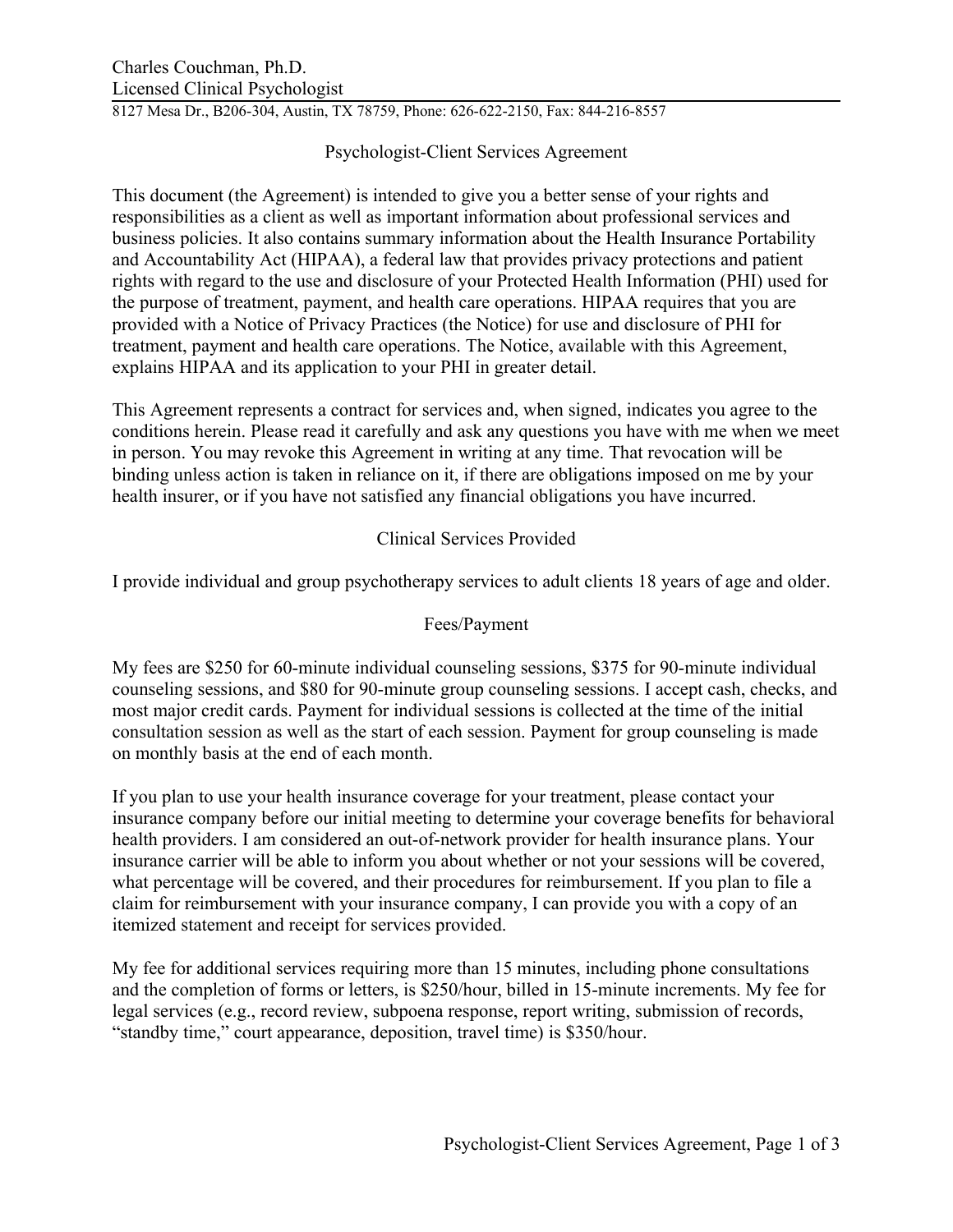Charles Couchman, Ph.D.
Licensed Clinical Psychologist

8127 Mesa Dr., B206-304, Austin, TX 78759, Phone: 626-622-2150, Fax: 844-216-8557

## Psychologist-Client Services Agreement

This document (the Agreement) is intended to give you a better sense of your rights and responsibilities as a client as well as important information about professional services and business policies. It also contains summary information about the Health Insurance Portability and Accountability Act (HIPAA), a federal law that provides privacy protections and patient rights with regard to the use and disclosure of your Protected Health Information (PHI) used for the purpose of treatment, payment, and health care operations. HIPAA requires that you are provided with a Notice of Privacy Practices (the Notice) for use and disclosure of PHI for treatment, payment and health care operations. The Notice, available with this Agreement, explains HIPAA and its application to your PHI in greater detail.

This Agreement represents a contract for services and, when signed, indicates you agree to the conditions herein. Please read it carefully and ask any questions you have with me when we meet in person. You may revoke this Agreement in writing at any time. That revocation will be binding unless action is taken in reliance on it, if there are obligations imposed on me by your health insurer, or if you have not satisfied any financial obligations you have incurred.

### Clinical Services Provided

I provide individual and group psychotherapy services to adult clients 18 years of age and older.

### Fees/Payment

My fees are $250 for 60-minute individual counseling sessions, $375 for 90-minute individual counseling sessions, and $80 for 90-minute group counseling sessions. I accept cash, checks, and most major credit cards. Payment for individual sessions is collected at the time of the initial consultation session as well as the start of each session. Payment for group counseling is made on monthly basis at the end of each month.

If you plan to use your health insurance coverage for your treatment, please contact your insurance company before our initial meeting to determine your coverage benefits for behavioral health providers. I am considered an out-of-network provider for health insurance plans. Your insurance carrier will be able to inform you about whether or not your sessions will be covered, what percentage will be covered, and their procedures for reimbursement. If you plan to file a claim for reimbursement with your insurance company, I can provide you with a copy of an itemized statement and receipt for services provided.

My fee for additional services requiring more than 15 minutes, including phone consultations and the completion of forms or letters, is $250/hour, billed in 15-minute increments. My fee for legal services (e.g., record review, subpoena response, report writing, submission of records, "standby time," court appearance, deposition, travel time) is $350/hour.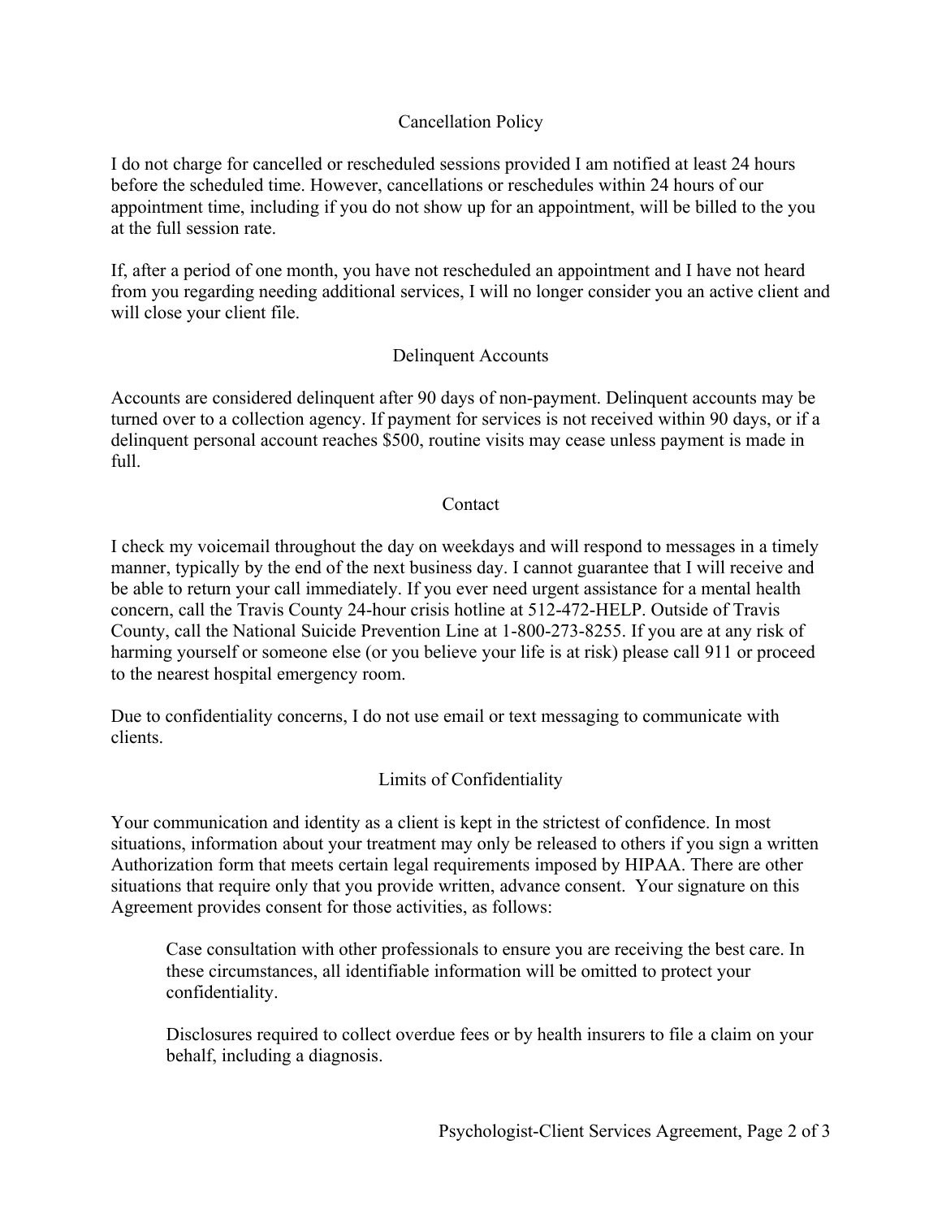## Cancellation Policy

I do not charge for cancelled or rescheduled sessions provided I am notified at least 24 hours before the scheduled time. However, cancellations or reschedules within 24 hours of our appointment time, including if you do not show up for an appointment, will be billed to the you at the full session rate.

If, after a period of one month, you have not rescheduled an appointment and I have not heard from you regarding needing additional services, I will no longer consider you an active client and will close your client file.

## Delinquent Accounts

Accounts are considered delinquent after 90 days of non-payment. Delinquent accounts may be turned over to a collection agency. If payment for services is not received within 90 days, or if a delinquent personal account reaches $500, routine visits may cease unless payment is made in full.

## Contact

I check my voicemail throughout the day on weekdays and will respond to messages in a timely manner, typically by the end of the next business day. I cannot guarantee that I will receive and be able to return your call immediately. If you ever need urgent assistance for a mental health concern, call the Travis County 24-hour crisis hotline at 512-472-HELP. Outside of Travis County, call the National Suicide Prevention Line at 1-800-273-8255. If you are at any risk of harming yourself or someone else (or you believe your life is at risk) please call 911 or proceed to the nearest hospital emergency room.

Due to confidentiality concerns, I do not use email or text messaging to communicate with clients.

## Limits of Confidentiality

Your communication and identity as a client is kept in the strictest of confidence. In most situations, information about your treatment may only be released to others if you sign a written Authorization form that meets certain legal requirements imposed by HIPAA. There are other situations that require only that you provide written, advance consent. Your signature on this Agreement provides consent for those activities, as follows:

> Case consultation with other professionals to ensure you are receiving the best care. In these circumstances, all identifiable information will be omitted to protect your confidentiality.
>
> Disclosures required to collect overdue fees or by health insurers to file a claim on your behalf, including a diagnosis.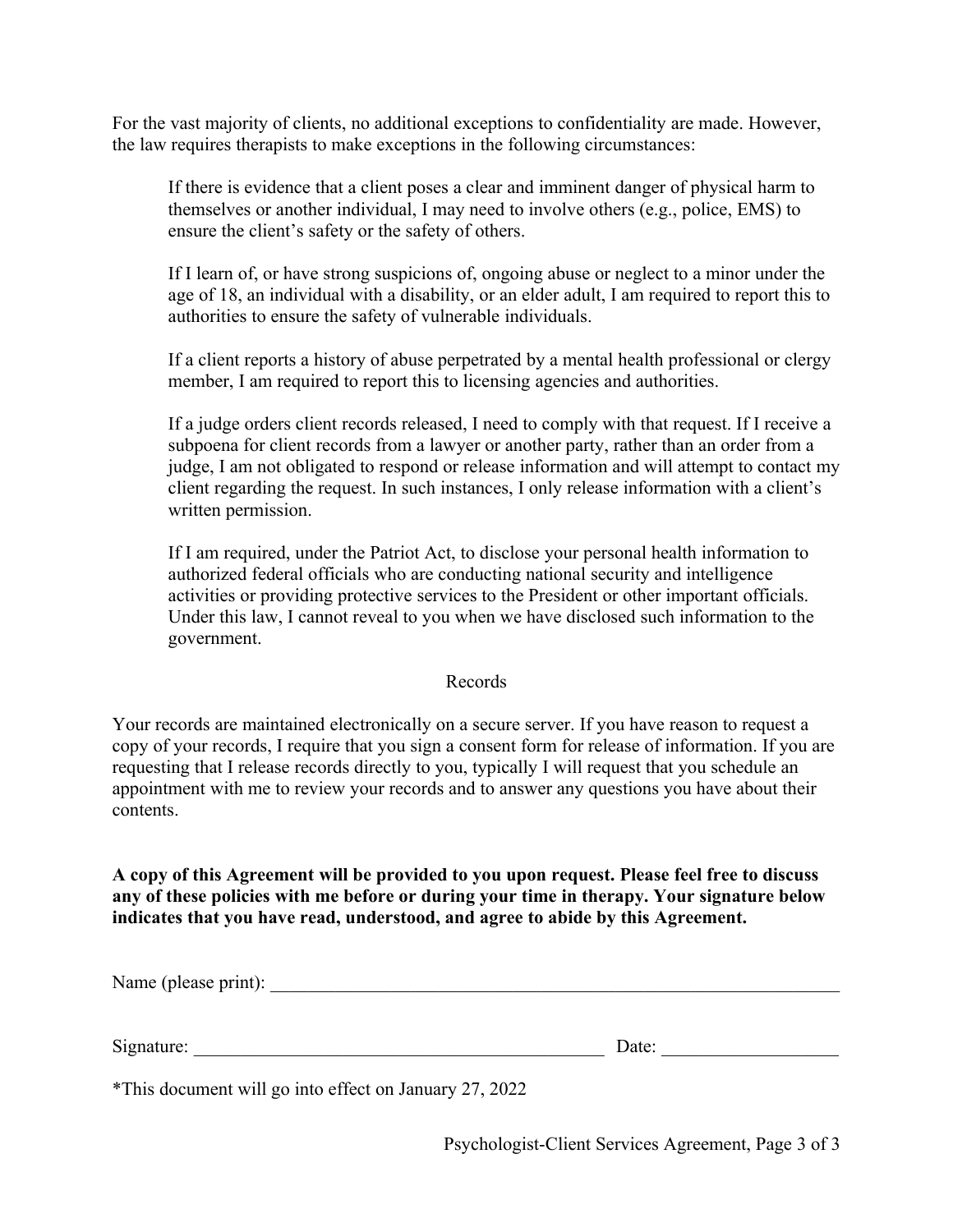For the vast majority of clients, no additional exceptions to confidentiality are made. However, the law requires therapists to make exceptions in the following circumstances:

> If there is evidence that a client poses a clear and imminent danger of physical harm to themselves or another individual, I may need to involve others (e.g., police, EMS) to ensure the client's safety or the safety of others.
>
> If I learn of, or have strong suspicions of, ongoing abuse or neglect to a minor under the age of 18, an individual with a disability, or an elder adult, I am required to report this to authorities to ensure the safety of vulnerable individuals.
>
> If a client reports a history of abuse perpetrated by a mental health professional or clergy member, I am required to report this to licensing agencies and authorities.
>
> If a judge orders client records released, I need to comply with that request. If I receive a subpoena for client records from a lawyer or another party, rather than an order from a judge, I am not obligated to respond or release information and will attempt to contact my client regarding the request. In such instances, I only release information with a client's written permission.
>
> If I am required, under the Patriot Act, to disclose your personal health information to authorized federal officials who are conducting national security and intelligence activities or providing protective services to the President or other important officials. Under this law, I cannot reveal to you when we have disclosed such information to the government.

## Records

Your records are maintained electronically on a secure server. If you have reason to request a copy of your records, I require that you sign a consent form for release of information. If you are requesting that I release records directly to you, typically I will request that you schedule an appointment with me to review your records and to answer any questions you have about their contents.

**A copy of this Agreement will be provided to you upon request. Please feel free to discuss any of these policies with me before or during your time in therapy. Your signature below indicates that you have read, understood, and agree to abide by this Agreement.**

Name (please print): ________________________________________________________________

Signature: _____________________________________________ Date: ___________________

*This document will go into effect on January 27, 2022